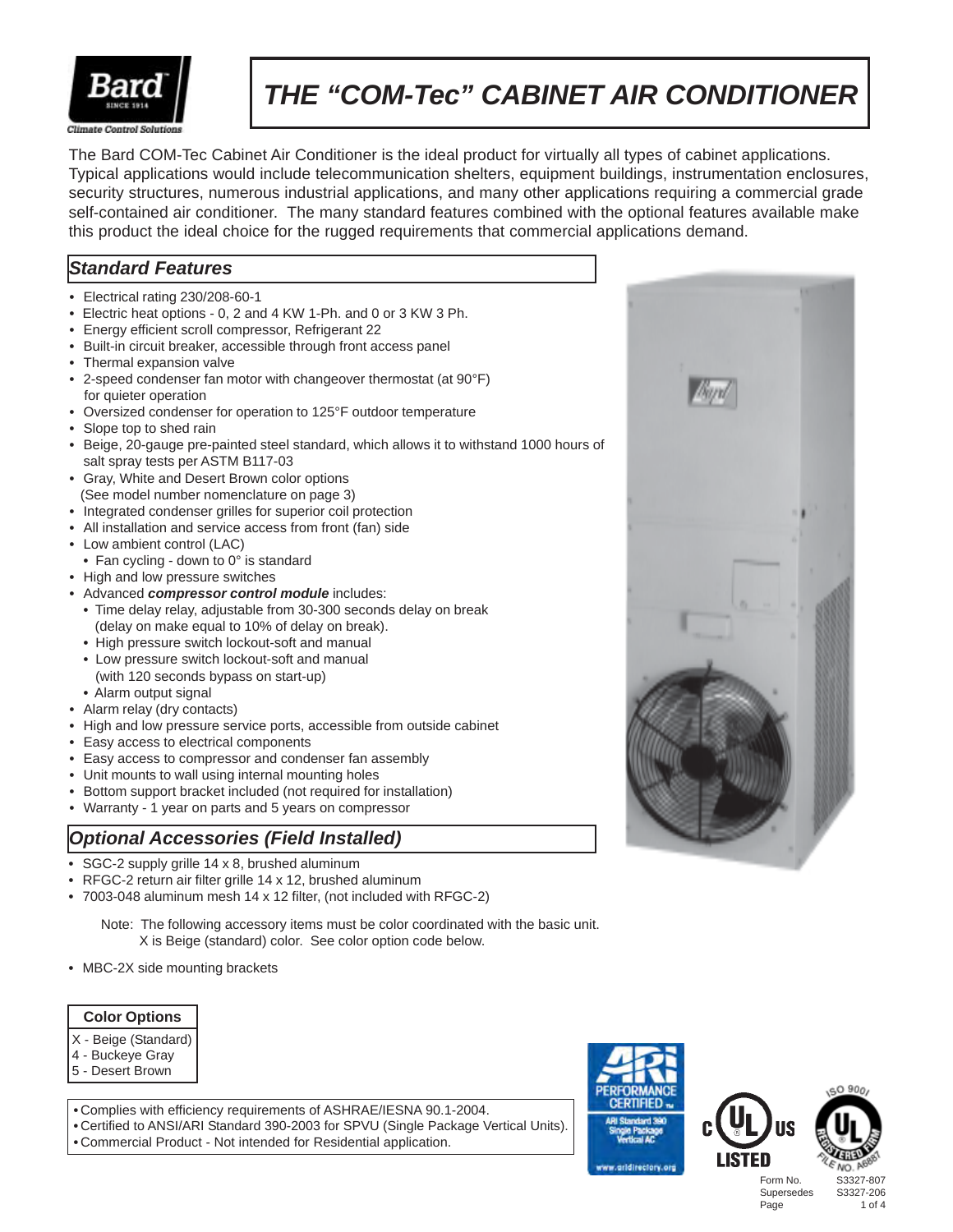# THE "COM-Tec" CABINET AIR CONDITIONER

The Bard COM-Tec Cabinet Air Conditioner is the ideal product for virtually all types of cabinet applications. Typical applications would include telecommunication shelters, equipment buildings, instrumentation enclosures, security structures, numerous industrial applications, and many other applications requiring a commercial grade self-contained air conditioner. The many standard features combined with the optional features available make this product the ideal choice for the rugged requirements that commercial applications demand.

## *Standard Features*

- Electrical rating 230/208-60-1
- Electric heat options - 0, 2 and 4 KW 1-Ph. and 0 or 3 KW 3 Ph.
- Energy efficient scroll compressor, Refrigerant 22
- Built-in circuit breaker, accessible through front access panel
- Thermal expansion valve
- 2-speed condenser fan motor with changeover thermostat (at 90°F) for quieter operation
- Oversized condenser for operation to 125°F outdoor temperature
- Slope top to shed rain
- Beige, 20-gauge pre-painted steel standard, which allows it to withstand 1000 hours of salt spray tests per ASTM B117-03
- Gray, White and Desert Brown color options (See model number nomenclature on page 3)
- Integrated condenser grilles for superior coil protection
- All installation and service access from front (fan) side
- Low ambient control (LAC)
  - Fan cycling - down to 0° is standard
- High and low pressure switches
- Advanced ***compressor control module*** includes:
  - Time delay relay, adjustable from 30-300 seconds delay on break (delay on make equal to 10% of delay on break).
  - High pressure switch lockout-soft and manual
  - Low pressure switch lockout-soft and manual (with 120 seconds bypass on start-up)
  - Alarm output signal
- Alarm relay (dry contacts)
- High and low pressure service ports, accessible from outside cabinet
- Easy access to electrical components
- Easy access to compressor and condenser fan assembly
- Unit mounts to wall using internal mounting holes
- Bottom support bracket included (not required for installation)
- Warranty - 1 year on parts and 5 years on compressor

## *Optional Accessories (Field Installed)*

- SGC-2 supply grille 14 x 8, brushed aluminum
- RFGC-2 return air filter grille 14 x 12, brushed aluminum
- 7003-048 aluminum mesh 14 x 12 filter, (not included with RFGC-2)

Note: The following accessory items must be color coordinated with the basic unit. X is Beige (standard) color. See color option code below.

- MBC-2X side mounting brackets

| Color Options |
|---|
| X - Beige (Standard) |
| 4 - Buckeye Gray |
| 5 - Desert Brown |

- Complies with efficiency requirements of ASHRAE/IESNA 90.1-2004.
- Certified to ANSI/ARI Standard 390-2003 for SPVU (Single Package Vertical Units).
- Commercial Product - Not intended for Residential application.

Form No. S3327-807
Supersedes S3327-206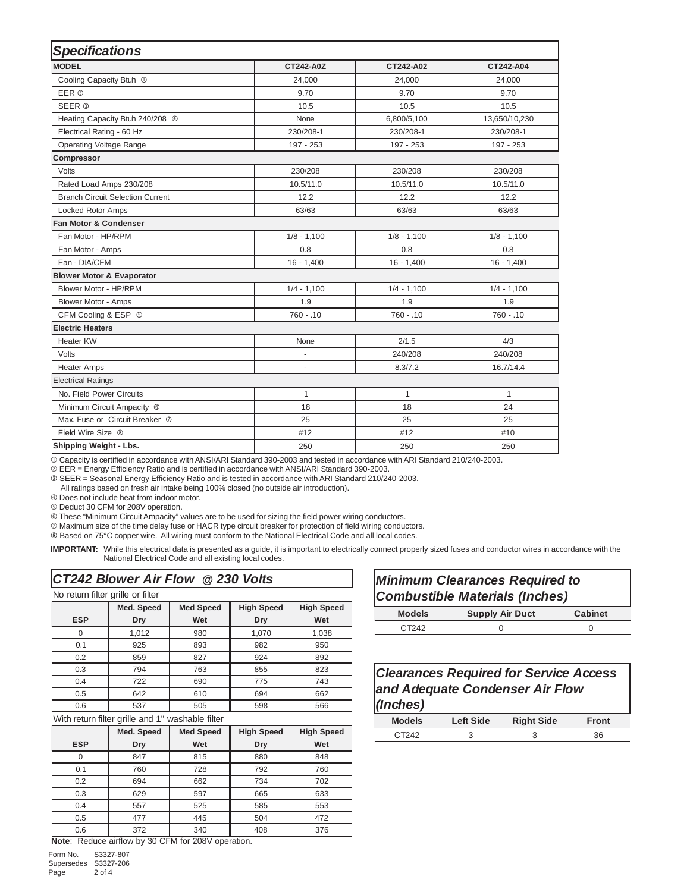## Specifications

| MODEL | CT242-A0Z | CT242-A02 | CT242-A04 |
|---|---|---|---|
| Cooling Capacity Btuh ① | 24,000 | 24,000 | 24,000 |
| EER ② | 9.70 | 9.70 | 9.70 |
| SEER ③ | 10.5 | 10.5 | 10.5 |
| Heating Capacity Btuh 240/208 ④ | None | 6,800/5,100 | 13,650/10,230 |
| Electrical Rating - 60 Hz | 230/208-1 | 230/208-1 | 230/208-1 |
| Operating Voltage Range | 197 - 253 | 197 - 253 | 197 - 253 |
| **Compressor** | | | |
| Volts | 230/208 | 230/208 | 230/208 |
| Rated Load Amps 230/208 | 10.5/11.0 | 10.5/11.0 | 10.5/11.0 |
| Branch Circuit Selection Current | 12.2 | 12.2 | 12.2 |
| Locked Rotor Amps | 63/63 | 63/63 | 63/63 |
| **Fan Motor & Condenser** | | | |
| Fan Motor - HP/RPM | 1/8 - 1,100 | 1/8 - 1,100 | 1/8 - 1,100 |
| Fan Motor - Amps | 0.8 | 0.8 | 0.8 |
| Fan - DIA/CFM | 16 - 1,400 | 16 - 1,400 | 16 - 1,400 |
| **Blower Motor & Evaporator** | | | |
| Blower Motor - HP/RPM | 1/4 - 1,100 | 1/4 - 1,100 | 1/4 - 1,100 |
| Blower Motor - Amps | 1.9 | 1.9 | 1.9 |
| CFM Cooling & ESP ⑤ | 760 - .10 | 760 - .10 | 760 - .10 |
| **Electric Heaters** | | | |
| Heater KW | None | 2/1.5 | 4/3 |
| Volts | - | 240/208 | 240/208 |
| Heater Amps | - | 8.3/7.2 | 16.7/14.4 |
| Electrical Ratings | | | |
| No. Field Power Circuits | 1 | 1 | 1 |
| Minimum Circuit Ampacity ⑥ | 18 | 18 | 24 |
| Max. Fuse or Circuit Breaker ⑦ | 25 | 25 | 25 |
| Field Wire Size ⑧ | #12 | #12 | #10 |
| **Shipping Weight - Lbs.** | 250 | 250 | 250 |

① Capacity is certified in accordance with ANSI/ARI Standard 390-2003 and tested in accordance with ARI Standard 210/240-2003.
② EER = Energy Efficiency Ratio and is certified in accordance with ANSI/ARI Standard 390-2003.
③ SEER = Seasonal Energy Efficiency Ratio and is tested in accordance with ARI Standard 210/240-2003.
All ratings based on fresh air intake being 100% closed (no outside air introduction).
④ Does not include heat from indoor motor.
⑤ Deduct 30 CFM for 208V operation.
⑥ These "Minimum Circuit Ampacity" values are to be used for sizing the field power wiring conductors.
⑦ Maximum size of the time delay fuse or HACR type circuit breaker for protection of field wiring conductors.
⑧ Based on 75°C copper wire. All wiring must conform to the National Electrical Code and all local codes.

**IMPORTANT:** While this electrical data is presented as a guide, it is important to electrically connect properly sized fuses and conductor wires in accordance with the National Electrical Code and all existing local codes.

## CT242 Blower Air Flow @ 230 Volts

No return filter grille or filter

| ESP | Med. Speed Dry | Med Speed Wet | High Speed Dry | High Speed Wet |
|---|---|---|---|---|
| 0 | 1,012 | 980 | 1,070 | 1,038 |
| 0.1 | 925 | 893 | 982 | 950 |
| 0.2 | 859 | 827 | 924 | 892 |
| 0.3 | 794 | 763 | 855 | 823 |
| 0.4 | 722 | 690 | 775 | 743 |
| 0.5 | 642 | 610 | 694 | 662 |
| 0.6 | 537 | 505 | 598 | 566 |

With return filter grille and 1" washable filter

| ESP | Med. Speed Dry | Med Speed Wet | High Speed Dry | High Speed Wet |
|---|---|---|---|---|
| 0 | 847 | 815 | 880 | 848 |
| 0.1 | 760 | 728 | 792 | 760 |
| 0.2 | 694 | 662 | 734 | 702 |
| 0.3 | 629 | 597 | 665 | 633 |
| 0.4 | 557 | 525 | 585 | 553 |
| 0.5 | 477 | 445 | 504 | 472 |
| 0.6 | 372 | 340 | 408 | 376 |

**Note**: Reduce airflow by 30 CFM for 208V operation.

## Minimum Clearances Required to Combustible Materials (Inches)

| Models | Supply Air Duct | Cabinet |
|---|---|---|
| CT242 | 0 | 0 |

## Clearances Required for Service Access and Adequate Condenser Air Flow (Inches)

| Models | Left Side | Right Side | Front |
|---|---|---|---|
| CT242 | 3 | 3 | 36 |

Form No. S3327-807
Supersedes S3327-206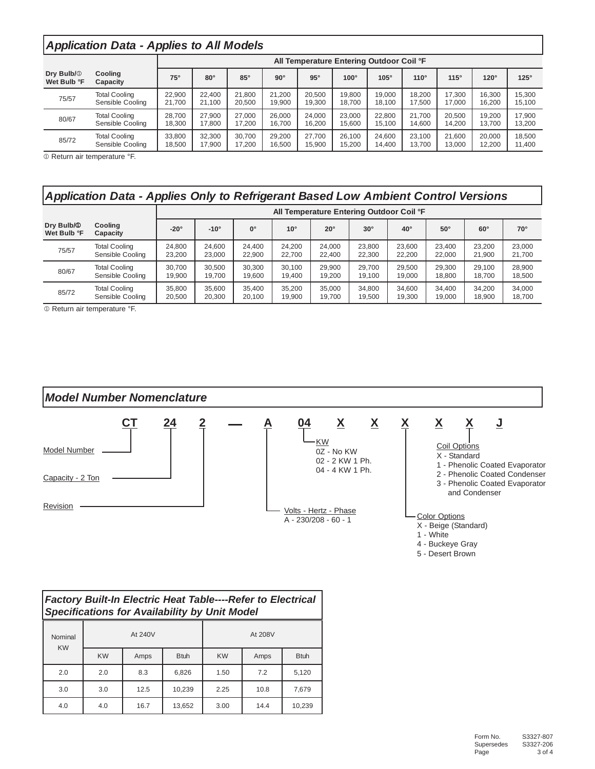## Application Data - Applies to All Models

| Dry Bulb/① Wet Bulb °F | Cooling Capacity | All Temperature Entering Outdoor Coil °F | | | | | | | | | | |
|---|---|---|---|---|---|---|---|---|---|---|---|---|
| | | 75° | 80° | 85° | 90° | 95° | 100° | 105° | 110° | 115° | 120° | 125° |
| 75/57 | Total Cooling | 22,900 | 22,400 | 21,800 | 21,200 | 20,500 | 19,800 | 19,000 | 18,200 | 17,300 | 16,300 | 15,300 |
| | Sensible Cooling | 21,700 | 21,100 | 20,500 | 19,900 | 19,300 | 18,700 | 18,100 | 17,500 | 17,000 | 16,200 | 15,100 |
| 80/67 | Total Cooling | 28,700 | 27,900 | 27,000 | 26,000 | 24,000 | 23,000 | 22,800 | 21,700 | 20,500 | 19,200 | 17,900 |
| | Sensible Cooling | 18,300 | 17,800 | 17,200 | 16,700 | 16,200 | 15,600 | 15,100 | 14,600 | 14,200 | 13,700 | 13,200 |
| 85/72 | Total Cooling | 33,800 | 32,300 | 30,700 | 29,200 | 27,700 | 26,100 | 24,600 | 23,100 | 21,600 | 20,000 | 18,500 |
| | Sensible Cooling | 18,500 | 17,900 | 17,200 | 16,500 | 15,900 | 15,200 | 14,400 | 13,700 | 13,000 | 12,200 | 11,400 |

① Return air temperature °F.

## Application Data - Applies Only to Refrigerant Based Low Ambient Control Versions

| Dry Bulb/① Wet Bulb °F | Cooling Capacity | All Temperature Entering Outdoor Coil °F | | | | | | | | | |
|---|---|---|---|---|---|---|---|---|---|---|---|
| | | -20° | -10° | 0° | 10° | 20° | 30° | 40° | 50° | 60° | 70° |
| 75/57 | Total Cooling | 24,800 | 24,600 | 24,400 | 24,200 | 24,000 | 23,800 | 23,600 | 23,400 | 23,200 | 23,000 |
| | Sensible Cooling | 23,200 | 23,000 | 22,900 | 22,700 | 22,400 | 22,300 | 22,200 | 22,000 | 21,900 | 21,700 |
| 80/67 | Total Cooling | 30,700 | 30,500 | 30,300 | 30,100 | 29,900 | 29,700 | 29,500 | 29,300 | 29,100 | 28,900 |
| | Sensible Cooling | 19,900 | 19,700 | 19,600 | 19,400 | 19,200 | 19,100 | 19,000 | 18,800 | 18,700 | 18,500 |
| 85/72 | Total Cooling | 35,800 | 35,600 | 35,400 | 35,200 | 35,000 | 34,800 | 34,600 | 34,400 | 34,200 | 34,000 |
| | Sensible Cooling | 20,500 | 20,300 | 20,100 | 19,900 | 19,700 | 19,500 | 19,300 | 19,000 | 18,900 | 18,700 |

① Return air temperature °F.

## Model Number Nomenclature

**CT 24 2 — A 04 X X X X X J**

- Model Number: CT
- Capacity - 2 Ton: 24
- Revision: 2
- Volts - Hertz - Phase: A - 230/208 - 60 - 1
- KW:
  - 0Z - No KW
  - 02 - 2 KW 1 Ph.
  - 04 - 4 KW 1 Ph.
- Color Options:
  - X - Beige (Standard)
  - 1 - White
  - 4 - Buckeye Gray
  - 5 - Desert Brown
- Coil Options:
  - X - Standard
  - 1 - Phenolic Coated Evaporator
  - 2 - Phenolic Coated Condenser
  - 3 - Phenolic Coated Evaporator and Condenser

## Factory Built-In Electric Heat Table----Refer to Electrical Specifications for Availability by Unit Model

| Nominal KW | At 240V | | | At 208V | | |
|---|---|---|---|---|---|---|
| | KW | Amps | Btuh | KW | Amps | Btuh |
| 2.0 | 2.0 | 8.3 | 6,826 | 1.50 | 7.2 | 5,120 |
| 3.0 | 3.0 | 12.5 | 10,239 | 2.25 | 10.8 | 7,679 |
| 4.0 | 4.0 | 16.7 | 13,652 | 3.00 | 14.4 | 10,239 |

Form No. S3327-807
Supersedes S3327-206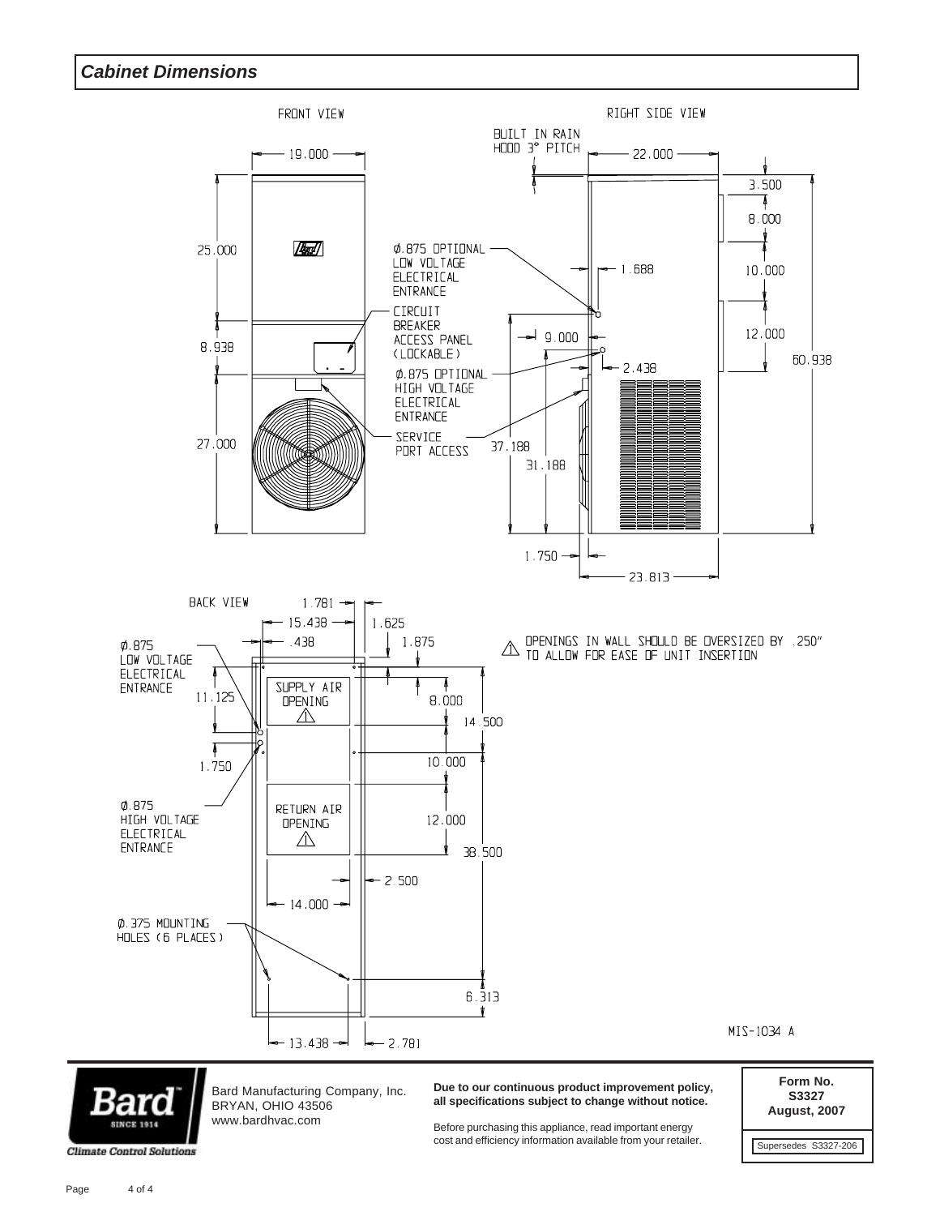## Cabinet Dimensions

FRONT VIEW

RIGHT SIDE VIEW

BUILT IN RAIN HOOD 3° PITCH

19.000

22.000

3.500

8.000

25.000

Ø.875 OPTIONAL LOW VOLTAGE ELECTRICAL ENTRANCE

1.688

10.000

CIRCUIT BREAKER ACCESS PANEL (LOCKABLE)

9.000

12.000

8.938

60.938

Ø.875 OPTIONAL HIGH VOLTAGE ELECTRICAL ENTRANCE

2.438

27.000

SERVICE PORT ACCESS

37.188

31.188

1.750

23.813

BACK VIEW

1.781

15.438

1.625

Ø.875 LOW VOLTAGE ELECTRICAL ENTRANCE

.438

1.875

OPENINGS IN WALL SHOULD BE OVERSIZED BY .250" TO ALLOW FOR EASE OF UNIT INSERTION

11.125

SUPPLY AIR OPENING

8.000

14.500

1.750

10.000

Ø.875 HIGH VOLTAGE ELECTRICAL ENTRANCE

RETURN AIR OPENING

12.000

38.500

2.500

14.000

Ø.375 MOUNTING HOLES (6 PLACES)

6.313

13.438

2.781

MIS-1034 A

Bard Manufacturing Company, Inc.
BRYAN, OHIO 43506
www.bardhvac.com

**Due to our continuous product improvement policy, all specifications subject to change without notice.**

Before purchasing this appliance, read important energy cost and efficiency information available from your retailer.

**Form No. S3327 August, 2007**

Supersedes S3327-206